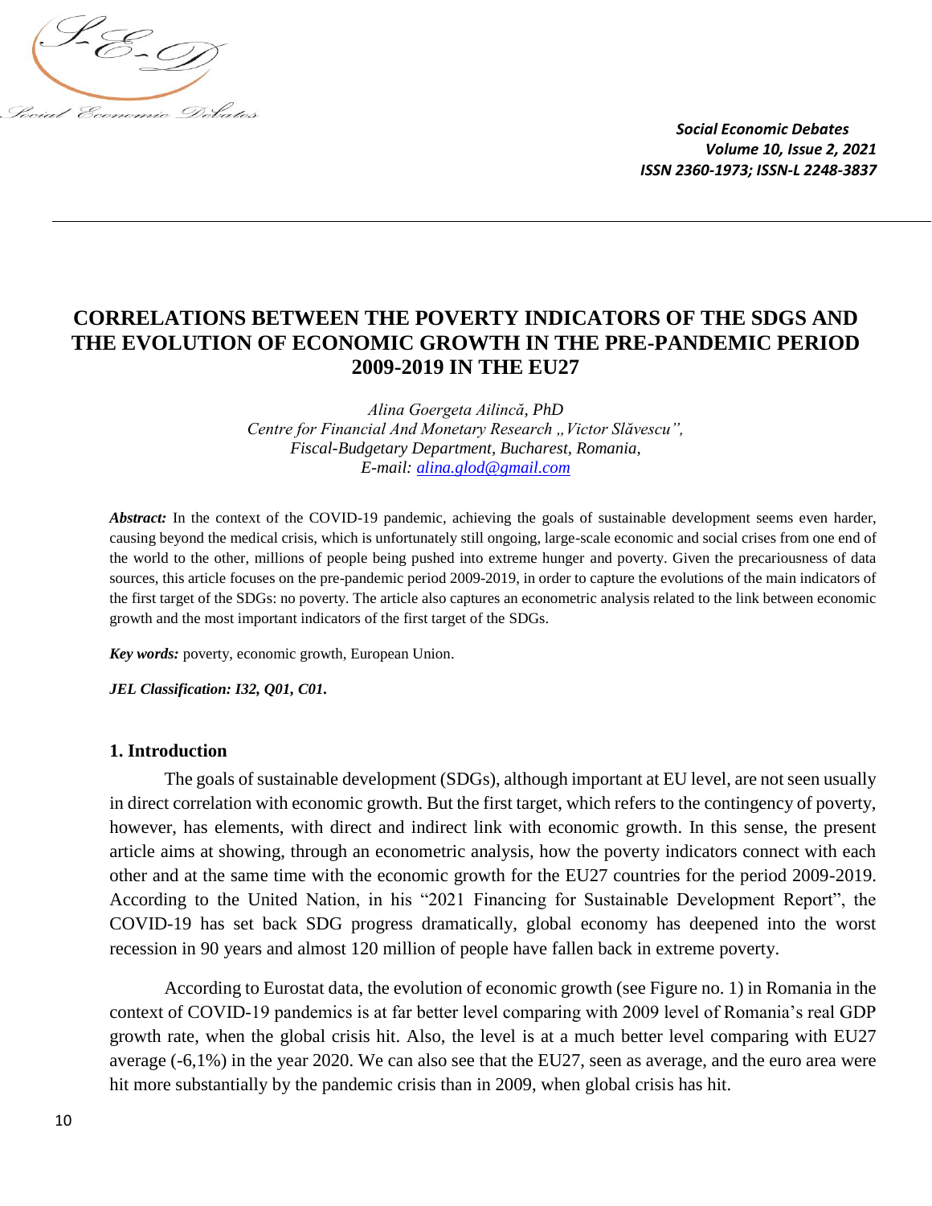# CORRELATIONS BETWEEN THE POVERTY INDICATORS OF THE SDGS AND THE EVOLUTION OF ECONOMIC GROWTH IN THE PRE-PANDEMIC PERIOD 2009-2019 IN THE EU27

*Alina Goergeta Ailincă, PhD*
*Centre for Financial And Monetary Research „Victor Slăvescu",*
*Fiscal-Budgetary Department, Bucharest, Romania,*
*E-mail: alina.glod@gmail.com*

***Abstract:*** In the context of the COVID-19 pandemic, achieving the goals of sustainable development seems even harder, causing beyond the medical crisis, which is unfortunately still ongoing, large-scale economic and social crises from one end of the world to the other, millions of people being pushed into extreme hunger and poverty. Given the precariousness of data sources, this article focuses on the pre-pandemic period 2009-2019, in order to capture the evolutions of the main indicators of the first target of the SDGs: no poverty. The article also captures an econometric analysis related to the link between economic growth and the most important indicators of the first target of the SDGs.

***Key words:*** poverty, economic growth, European Union.

***JEL Classification: I32, Q01, C01.***

## 1. Introduction

The goals of sustainable development (SDGs), although important at EU level, are not seen usually in direct correlation with economic growth. But the first target, which refers to the contingency of poverty, however, has elements, with direct and indirect link with economic growth. In this sense, the present article aims at showing, through an econometric analysis, how the poverty indicators connect with each other and at the same time with the economic growth for the EU27 countries for the period 2009-2019. According to the United Nation, in his "2021 Financing for Sustainable Development Report", the COVID-19 has set back SDG progress dramatically, global economy has deepened into the worst recession in 90 years and almost 120 million of people have fallen back in extreme poverty.

According to Eurostat data, the evolution of economic growth (see Figure no. 1) in Romania in the context of COVID-19 pandemics is at far better level comparing with 2009 level of Romania's real GDP growth rate, when the global crisis hit. Also, the level is at a much better level comparing with EU27 average (-6,1%) in the year 2020. We can also see that the EU27, seen as average, and the euro area were hit more substantially by the pandemic crisis than in 2009, when global crisis has hit.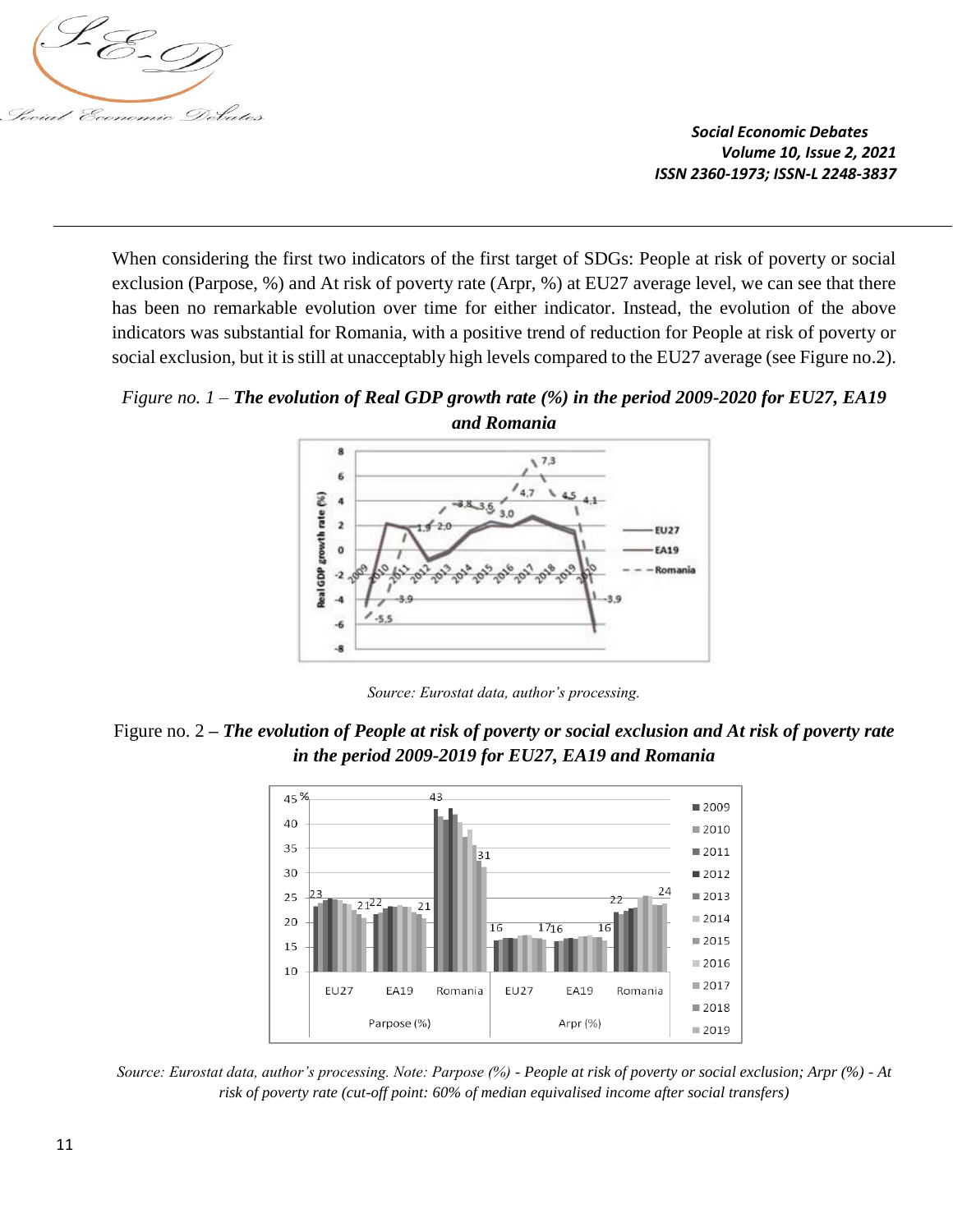When considering the first two indicators of the first target of SDGs: People at risk of poverty or social exclusion (Parpose, %) and At risk of poverty rate (Arpr, %) at EU27 average level, we can see that there has been no remarkable evolution over time for either indicator. Instead, the evolution of the above indicators was substantial for Romania, with a positive trend of reduction for People at risk of poverty or social exclusion, but it is still at unacceptably high levels compared to the EU27 average (see Figure no.2).

*Figure no. 1 – **The evolution of Real GDP growth rate (%) in the period 2009-2020 for EU27, EA19 and Romania***

*Source: Eurostat data, author's processing.*

Figure no. 2 – ***The evolution of People at risk of poverty or social exclusion and At risk of poverty rate in the period 2009-2019 for EU27, EA19 and Romania***

*Source: Eurostat data, author's processing. Note: Parpose (%) - People at risk of poverty or social exclusion; Arpr (%) - At risk of poverty rate (cut-off point: 60% of median equivalised income after social transfers)*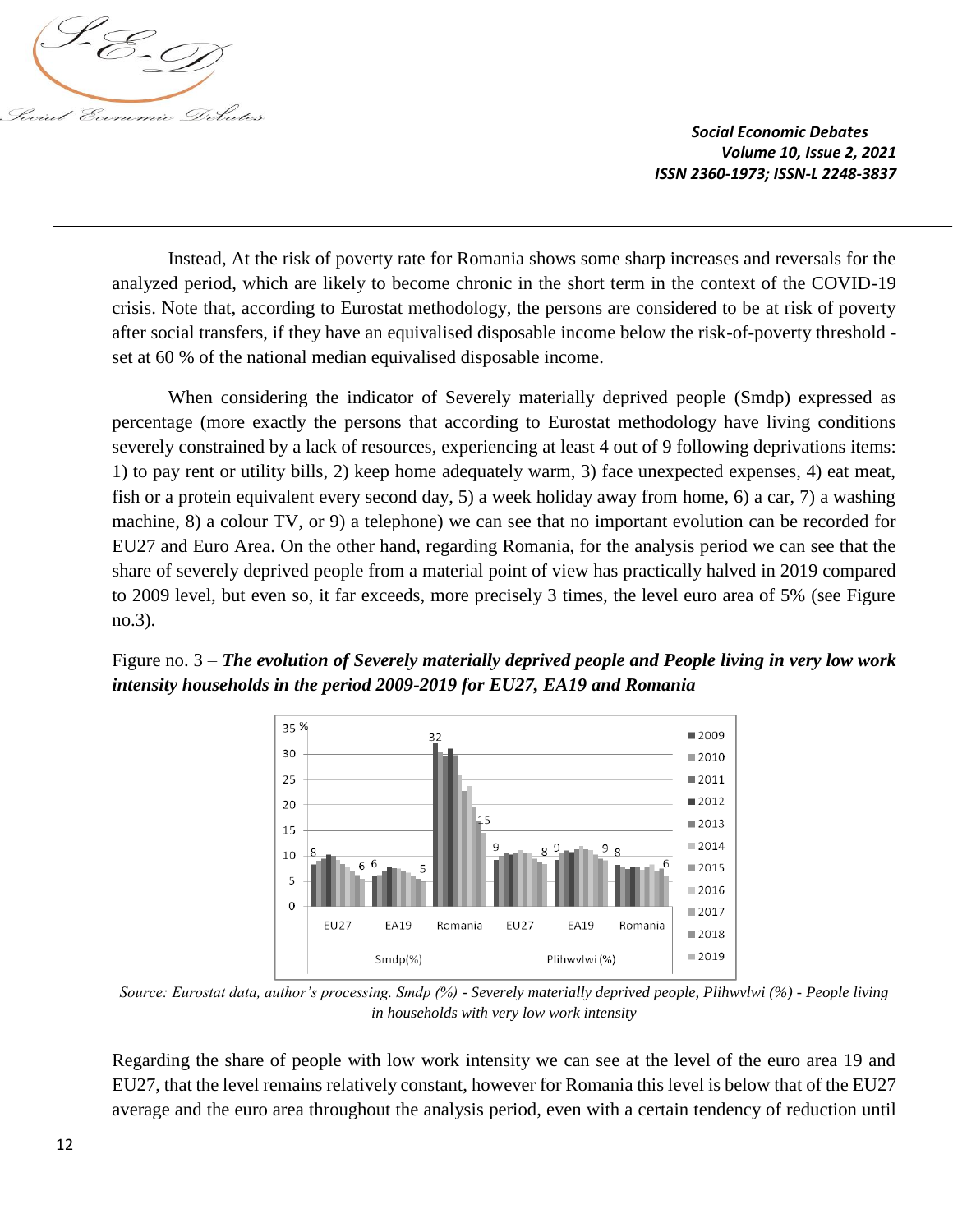Instead, At the risk of poverty rate for Romania shows some sharp increases and reversals for the analyzed period, which are likely to become chronic in the short term in the context of the COVID-19 crisis. Note that, according to Eurostat methodology, the persons are considered to be at risk of poverty after social transfers, if they have an equivalised disposable income below the risk-of-poverty threshold - set at 60 % of the national median equivalised disposable income.

When considering the indicator of Severely materially deprived people (Smdp) expressed as percentage (more exactly the persons that according to Eurostat methodology have living conditions severely constrained by a lack of resources, experiencing at least 4 out of 9 following deprivations items: 1) to pay rent or utility bills, 2) keep home adequately warm, 3) face unexpected expenses, 4) eat meat, fish or a protein equivalent every second day, 5) a week holiday away from home, 6) a car, 7) a washing machine, 8) a colour TV, or 9) a telephone) we can see that no important evolution can be recorded for EU27 and Euro Area. On the other hand, regarding Romania, for the analysis period we can see that the share of severely deprived people from a material point of view has practically halved in 2019 compared to 2009 level, but even so, it far exceeds, more precisely 3 times, the level euro area of 5% (see Figure no.3).

Figure no. 3 – ***The evolution of Severely materially deprived people and People living in very low work intensity households in the period 2009-2019 for EU27, EA19 and Romania***

*Source: Eurostat data, author's processing. Smdp (%) - Severely materially deprived people, Plihwvlwi (%) - People living in households with very low work intensity*

Regarding the share of people with low work intensity we can see at the level of the euro area 19 and EU27, that the level remains relatively constant, however for Romania this level is below that of the EU27 average and the euro area throughout the analysis period, even with a certain tendency of reduction until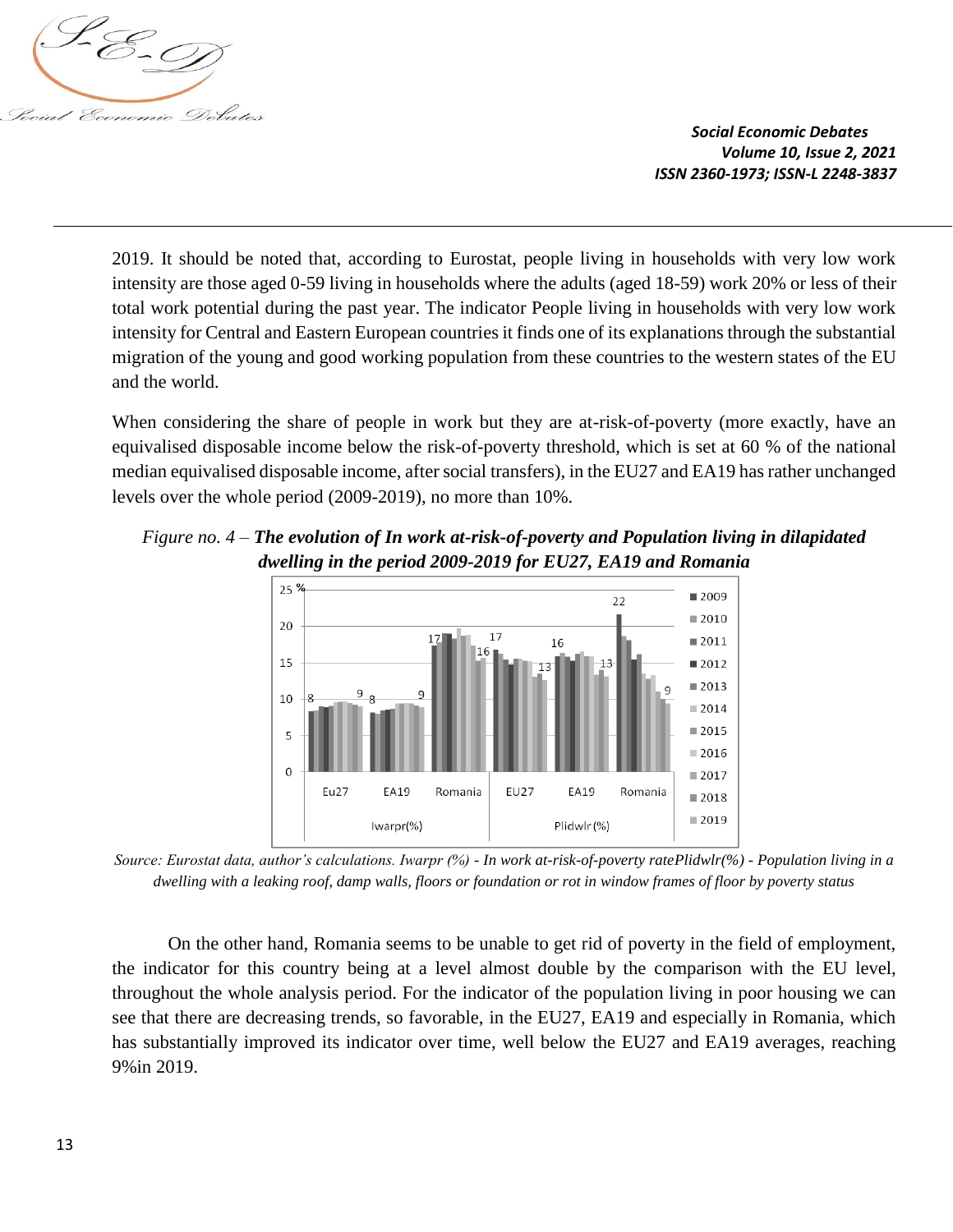2019. It should be noted that, according to Eurostat, people living in households with very low work intensity are those aged 0-59 living in households where the adults (aged 18-59) work 20% or less of their total work potential during the past year. The indicator People living in households with very low work intensity for Central and Eastern European countries it finds one of its explanations through the substantial migration of the young and good working population from these countries to the western states of the EU and the world.

When considering the share of people in work but they are at-risk-of-poverty (more exactly, have an equivalised disposable income below the risk-of-poverty threshold, which is set at 60 % of the national median equivalised disposable income, after social transfers), in the EU27 and EA19 has rather unchanged levels over the whole period (2009-2019), no more than 10%.

*Figure no. 4 –* ***The evolution of In work at-risk-of-poverty and Population living in dilapidated dwelling in the period 2009-2019 for EU27, EA19 and Romania***

*Source: Eurostat data, author's calculations. Iwarpr (%) - In work at-risk-of-poverty ratePlidwlr(%) - Population living in a dwelling with a leaking roof, damp walls, floors or foundation or rot in window frames of floor by poverty status*

On the other hand, Romania seems to be unable to get rid of poverty in the field of employment, the indicator for this country being at a level almost double by the comparison with the EU level, throughout the whole analysis period. For the indicator of the population living in poor housing we can see that there are decreasing trends, so favorable, in the EU27, EA19 and especially in Romania, which has substantially improved its indicator over time, well below the EU27 and EA19 averages, reaching 9%in 2019.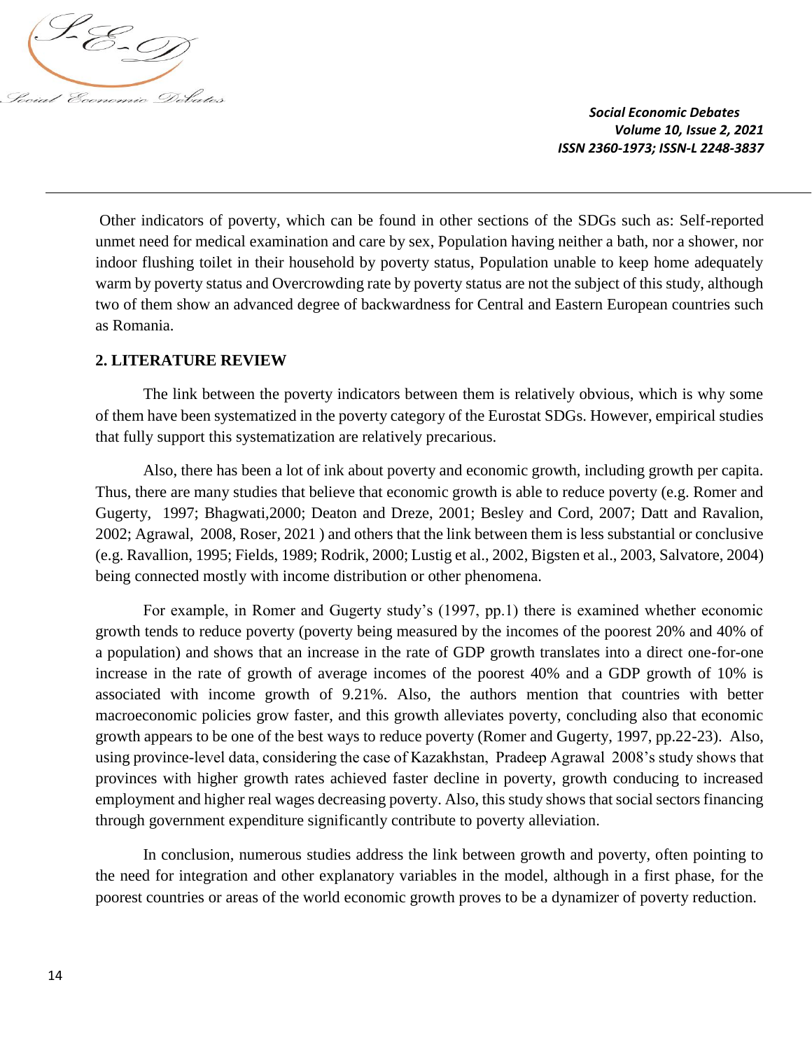Other indicators of poverty, which can be found in other sections of the SDGs such as: Self-reported unmet need for medical examination and care by sex, Population having neither a bath, nor a shower, nor indoor flushing toilet in their household by poverty status, Population unable to keep home adequately warm by poverty status and Overcrowding rate by poverty status are not the subject of this study, although two of them show an advanced degree of backwardness for Central and Eastern European countries such as Romania.

## 2. LITERATURE REVIEW

The link between the poverty indicators between them is relatively obvious, which is why some of them have been systematized in the poverty category of the Eurostat SDGs. However, empirical studies that fully support this systematization are relatively precarious.

Also, there has been a lot of ink about poverty and economic growth, including growth per capita. Thus, there are many studies that believe that economic growth is able to reduce poverty (e.g. Romer and Gugerty, 1997; Bhagwati,2000; Deaton and Dreze, 2001; Besley and Cord, 2007; Datt and Ravalion, 2002; Agrawal, 2008, Roser, 2021 ) and others that the link between them is less substantial or conclusive (e.g. Ravallion, 1995; Fields, 1989; Rodrik, 2000; Lustig et al., 2002, Bigsten et al., 2003, Salvatore, 2004) being connected mostly with income distribution or other phenomena.

For example, in Romer and Gugerty study's (1997, pp.1) there is examined whether economic growth tends to reduce poverty (poverty being measured by the incomes of the poorest 20% and 40% of a population) and shows that an increase in the rate of GDP growth translates into a direct one-for-one increase in the rate of growth of average incomes of the poorest 40% and a GDP growth of 10% is associated with income growth of 9.21%. Also, the authors mention that countries with better macroeconomic policies grow faster, and this growth alleviates poverty, concluding also that economic growth appears to be one of the best ways to reduce poverty (Romer and Gugerty, 1997, pp.22-23). Also, using province-level data, considering the case of Kazakhstan, Pradeep Agrawal 2008's study shows that provinces with higher growth rates achieved faster decline in poverty, growth conducing to increased employment and higher real wages decreasing poverty. Also, this study shows that social sectors financing through government expenditure significantly contribute to poverty alleviation.

In conclusion, numerous studies address the link between growth and poverty, often pointing to the need for integration and other explanatory variables in the model, although in a first phase, for the poorest countries or areas of the world economic growth proves to be a dynamizer of poverty reduction.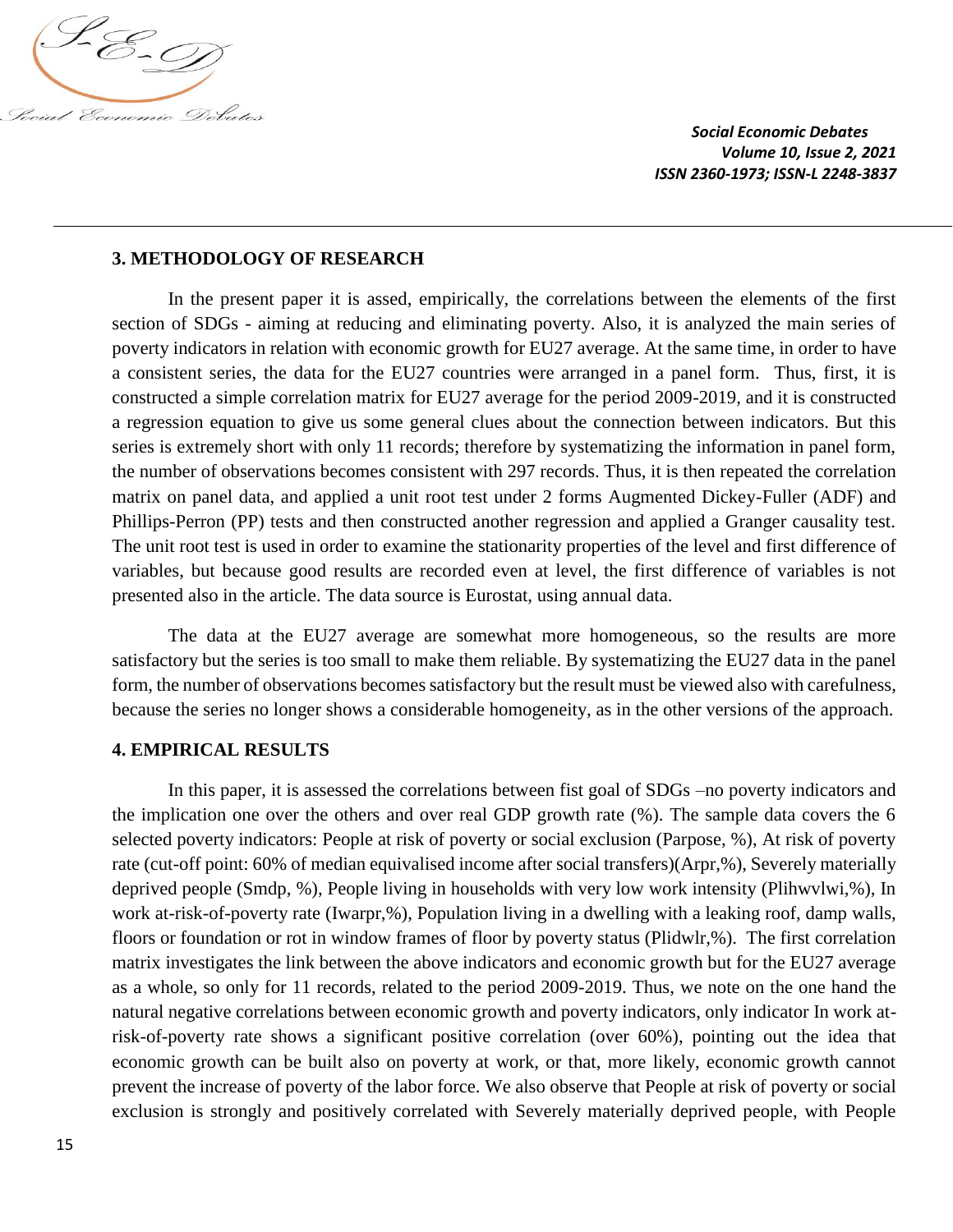## 3. METHODOLOGY OF RESEARCH

In the present paper it is assed, empirically, the correlations between the elements of the first section of SDGs - aiming at reducing and eliminating poverty. Also, it is analyzed the main series of poverty indicators in relation with economic growth for EU27 average. At the same time, in order to have a consistent series, the data for the EU27 countries were arranged in a panel form. Thus, first, it is constructed a simple correlation matrix for EU27 average for the period 2009-2019, and it is constructed a regression equation to give us some general clues about the connection between indicators. But this series is extremely short with only 11 records; therefore by systematizing the information in panel form, the number of observations becomes consistent with 297 records. Thus, it is then repeated the correlation matrix on panel data, and applied a unit root test under 2 forms Augmented Dickey-Fuller (ADF) and Phillips-Perron (PP) tests and then constructed another regression and applied a Granger causality test. The unit root test is used in order to examine the stationarity properties of the level and first difference of variables, but because good results are recorded even at level, the first difference of variables is not presented also in the article. The data source is Eurostat, using annual data.

The data at the EU27 average are somewhat more homogeneous, so the results are more satisfactory but the series is too small to make them reliable. By systematizing the EU27 data in the panel form, the number of observations becomes satisfactory but the result must be viewed also with carefulness, because the series no longer shows a considerable homogeneity, as in the other versions of the approach.

## 4. EMPIRICAL RESULTS

In this paper, it is assessed the correlations between fist goal of SDGs –no poverty indicators and the implication one over the others and over real GDP growth rate (%). The sample data covers the 6 selected poverty indicators: People at risk of poverty or social exclusion (Parpose, %), At risk of poverty rate (cut-off point: 60% of median equivalised income after social transfers)(Arpr,%), Severely materially deprived people (Smdp, %), People living in households with very low work intensity (Plihwvlwi,%), In work at-risk-of-poverty rate (Iwarpr,%), Population living in a dwelling with a leaking roof, damp walls, floors or foundation or rot in window frames of floor by poverty status (Plidwlr,%). The first correlation matrix investigates the link between the above indicators and economic growth but for the EU27 average as a whole, so only for 11 records, related to the period 2009-2019. Thus, we note on the one hand the natural negative correlations between economic growth and poverty indicators, only indicator In work at-risk-of-poverty rate shows a significant positive correlation (over 60%), pointing out the idea that economic growth can be built also on poverty at work, or that, more likely, economic growth cannot prevent the increase of poverty of the labor force. We also observe that People at risk of poverty or social exclusion is strongly and positively correlated with Severely materially deprived people, with People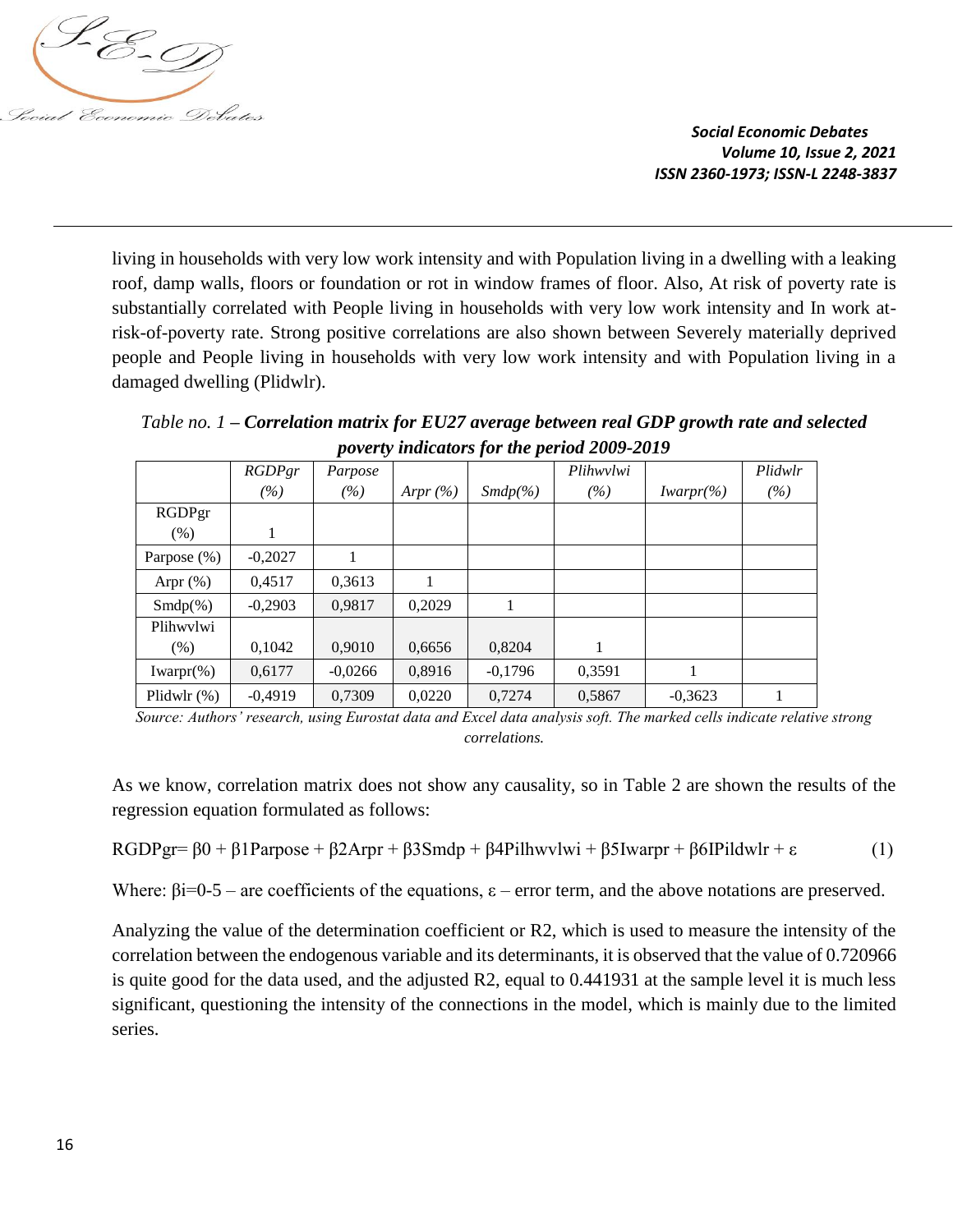living in households with very low work intensity and with Population living in a dwelling with a leaking roof, damp walls, floors or foundation or rot in window frames of floor. Also, At risk of poverty rate is substantially correlated with People living in households with very low work intensity and In work at-risk-of-poverty rate. Strong positive correlations are also shown between Severely materially deprived people and People living in households with very low work intensity and with Population living in a damaged dwelling (Plidwlr).

*Table no. 1* – ***Correlation matrix for EU27 average between real GDP growth rate and selected poverty indicators for the period 2009-2019***

| | *RGDPgr (%)* | *Parpose (%)* | *Arpr (%)* | *Smdp(%)* | *Plihwvlwi (%)* | *Iwarpr(%)* | *Plidwlr (%)* |
|---|---|---|---|---|---|---|---|
| RGDPgr (%) | 1 | | | | | | |
| Parpose (%) | -0,2027 | 1 | | | | | |
| Arpr (%) | 0,4517 | 0,3613 | 1 | | | | |
| Smdp(%) | -0,2903 | 0,9817 | 0,2029 | 1 | | | |
| Plihwvlwi (%) | 0,1042 | 0,9010 | 0,6656 | 0,8204 | 1 | | |
| Iwarpr(%) | 0,6177 | -0,0266 | 0,8916 | -0,1796 | 0,3591 | 1 | |
| Plidwlr (%) | -0,4919 | 0,7309 | 0,0220 | 0,7274 | 0,5867 | -0,3623 | 1 |

*Source: Authors' research, using Eurostat data and Excel data analysis soft. The marked cells indicate relative strong correlations.*

As we know, correlation matrix does not show any causality, so in Table 2 are shown the results of the regression equation formulated as follows:

$$RGDPgr = \beta 0 + \beta 1Parpose + \beta 2Arpr + \beta 3Smdp + \beta 4Pilhwvlwi + \beta 5Iwarpr + \beta 6IPildwlr + \varepsilon \quad (1)$$

Where: $\beta i=0\text{-}5$ – are coefficients of the equations, $\varepsilon$ – error term, and the above notations are preserved.

Analyzing the value of the determination coefficient or R2, which is used to measure the intensity of the correlation between the endogenous variable and its determinants, it is observed that the value of 0.720966 is quite good for the data used, and the adjusted R2, equal to 0.441931 at the sample level it is much less significant, questioning the intensity of the connections in the model, which is mainly due to the limited series.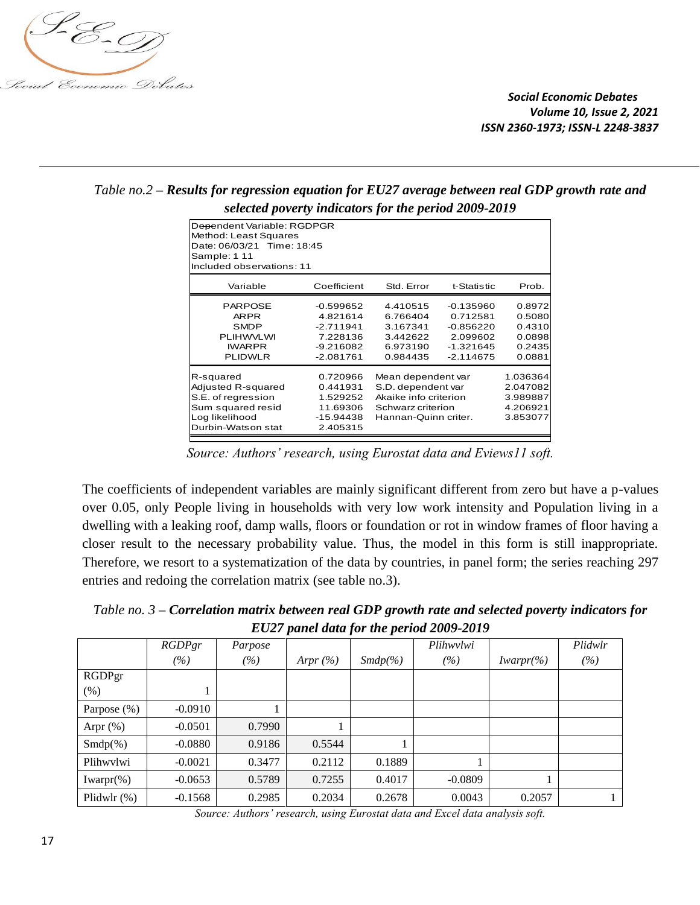*Table no.2 – **Results for regression equation for EU27 average between real GDP growth rate and selected poverty indicators for the period 2009-2019***

Dependent Variable: RGDPGR
Method: Least Squares
Date: 06/03/21 Time: 18:45
Sample: 1 11
Included observations: 11

| Variable | Coefficient | Std. Error | t-Statistic | Prob. |
|---|---|---|---|---|
| PARPOSE | -0.599652 | 4.410515 | -0.135960 | 0.8972 |
| ARPR | 4.821614 | 6.766404 | 0.712581 | 0.5080 |
| SMDP | -2.711941 | 3.167341 | -0.856220 | 0.4310 |
| PLIHWVLWI | 7.228136 | 3.442622 | 2.099602 | 0.0898 |
| IWARPR | -9.216082 | 6.973190 | -1.321645 | 0.2435 |
| PLIDWLR | -2.081761 | 0.984435 | -2.114675 | 0.0881 |

| | | | |
|---|---|---|---|
| R-squared | 0.720966 | Mean dependent var | 1.036364 |
| Adjusted R-squared | 0.441931 | S.D. dependent var | 2.047082 |
| S.E. of regression | 1.529252 | Akaike info criterion | 3.989887 |
| Sum squared resid | 11.69306 | Schwarz criterion | 4.206921 |
| Log likelihood | -15.94438 | Hannan-Quinn criter. | 3.853077 |
| Durbin-Watson stat | 2.405315 | | |

*Source: Authors' research, using Eurostat data and Eviews11 soft.*

The coefficients of independent variables are mainly significant different from zero but have a p-values over 0.05, only People living in households with very low work intensity and Population living in a dwelling with a leaking roof, damp walls, floors or foundation or rot in window frames of floor having a closer result to the necessary probability value. Thus, the model in this form is still inappropriate. Therefore, we resort to a systematization of the data by countries, in panel form; the series reaching 297 entries and redoing the correlation matrix (see table no.3).

*Table no. 3 – **Correlation matrix between real GDP growth rate and selected poverty indicators for EU27 panel data for the period 2009-2019***

| | *RGDPgr (%)* | *Parpose (%)* | *Arpr (%)* | *Smdp(%)* | *Plihwvlwi (%)* | *Iwarpr(%)* | *Plidwlr (%)* |
|---|---|---|---|---|---|---|---|
| RGDPgr (%) | 1 | | | | | | |
| Parpose (%) | -0.0910 | 1 | | | | | |
| Arpr (%) | -0.0501 | 0.7990 | 1 | | | | |
| Smdp(%) | -0.0880 | 0.9186 | 0.5544 | 1 | | | |
| Plihwvlwi | -0.0021 | 0.3477 | 0.2112 | 0.1889 | 1 | | |
| Iwarpr(%) | -0.0653 | 0.5789 | 0.7255 | 0.4017 | -0.0809 | 1 | |
| Plidwlr (%) | -0.1568 | 0.2985 | 0.2034 | 0.2678 | 0.0043 | 0.2057 | 1 |

*Source: Authors' research, using Eurostat data and Excel data analysis soft.*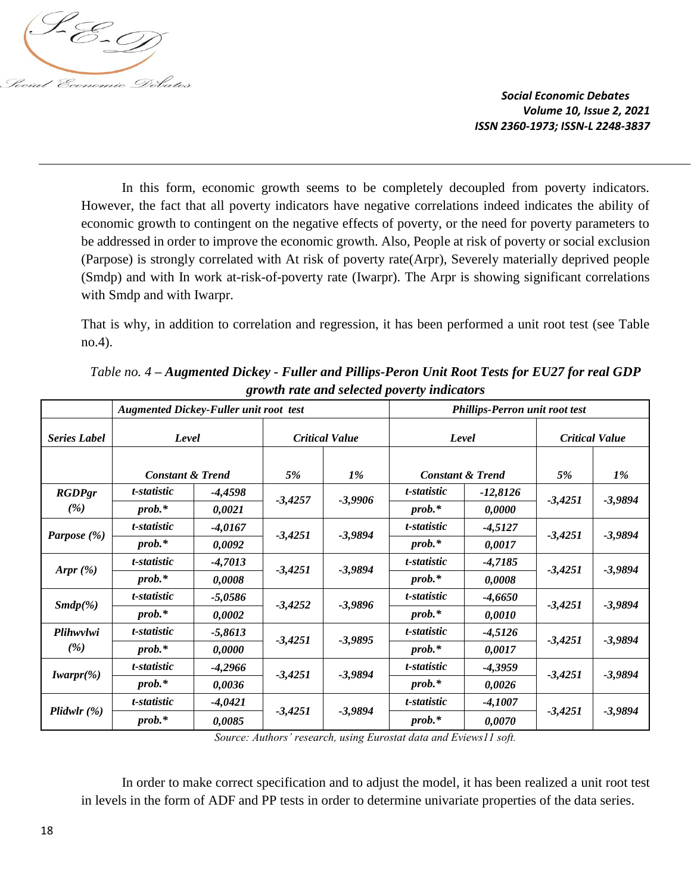In this form, economic growth seems to be completely decoupled from poverty indicators. However, the fact that all poverty indicators have negative correlations indeed indicates the ability of economic growth to contingent on the negative effects of poverty, or the need for poverty parameters to be addressed in order to improve the economic growth. Also, People at risk of poverty or social exclusion (Parpose) is strongly correlated with At risk of poverty rate(Arpr), Severely materially deprived people (Smdp) and with In work at-risk-of-poverty rate (Iwarpr). The Arpr is showing significant correlations with Smdp and with Iwarpr.

That is why, in addition to correlation and regression, it has been performed a unit root test (see Table no.4).

*Table no. 4 – **Augmented Dickey - Fuller and Pillips-Peron Unit Root Tests for EU27 for real GDP growth rate and selected poverty indicators***

| | ***Augmented Dickey-Fuller unit root test*** | | | | ***Phillips-Perron unit root test*** | | | |
|---|---|---|---|---|---|---|---|---|
| ***Series Label*** | ***Level*** | | ***Critical Value*** | | ***Level*** | | ***Critical Value*** | |
| | ***Constant & Trend*** | | ***5%*** | ***1%*** | ***Constant & Trend*** | | ***5%*** | ***1%*** |
| ***RGDPgr (%)*** | *t-statistic* | *-4,4598* | *-3,4257* | *-3,9906* | *t-statistic* | *-12,8126* | *-3,4251* | *-3,9894* |
| | ***prob.**** | ***0,0021*** | | | ***prob.**** | ***0,0000*** | | |
| ***Parpose (%)*** | *t-statistic* | *-4,0167* | *-3,4251* | *-3,9894* | *t-statistic* | *-4,5127* | *-3,4251* | *-3,9894* |
| | ***prob.**** | ***0,0092*** | | | ***prob.**** | ***0,0017*** | | |
| ***Arpr (%)*** | *t-statistic* | *-4,7013* | *-3,4251* | *-3,9894* | *t-statistic* | *-4,7185* | *-3,4251* | *-3,9894* |
| | ***prob.**** | ***0,0008*** | | | ***prob.**** | ***0,0008*** | | |
| ***Smdp(%)*** | *t-statistic* | *-5,0586* | *-3,4252* | *-3,9896* | *t-statistic* | *-4,6650* | *-3,4251* | *-3,9894* |
| | ***prob.**** | ***0,0002*** | | | ***prob.**** | ***0,0010*** | | |
| ***Plihwvlwi (%)*** | *t-statistic* | *-5,8613* | *-3,4251* | *-3,9895* | *t-statistic* | *-4,5126* | *-3,4251* | *-3,9894* |
| | ***prob.**** | ***0,0000*** | | | ***prob.**** | ***0,0017*** | | |
| ***Iwarpr(%)*** | *t-statistic* | *-4,2966* | *-3,4251* | *-3,9894* | *t-statistic* | *-4,3959* | *-3,4251* | *-3,9894* |
| | ***prob.**** | ***0,0036*** | | | ***prob.**** | ***0,0026*** | | |
| ***Plidwlr (%)*** | *t-statistic* | *-4,0421* | *-3,4251* | *-3,9894* | *t-statistic* | *-4,1007* | *-3,4251* | *-3,9894* |
| | ***prob.**** | ***0,0085*** | | | ***prob.**** | ***0,0070*** | | |

*Source: Authors' research, using Eurostat data and Eviews11 soft.*

In order to make correct specification and to adjust the model, it has been realized a unit root test in levels in the form of ADF and PP tests in order to determine univariate properties of the data series.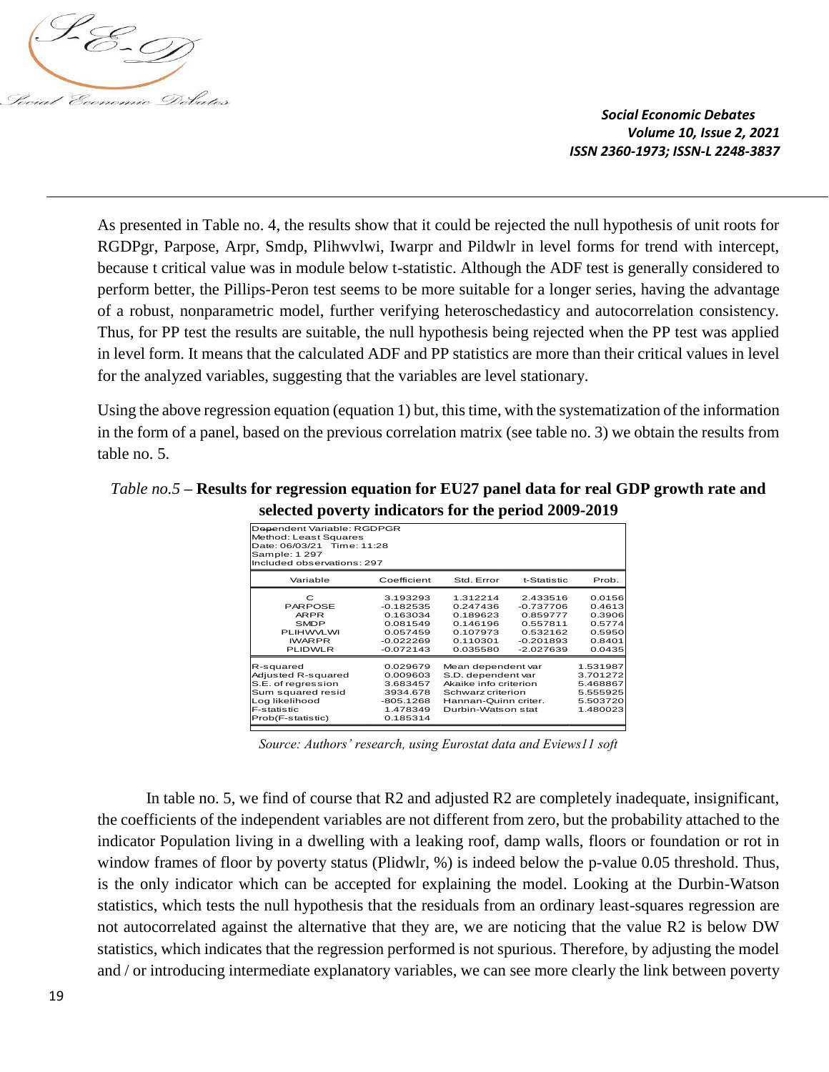As presented in Table no. 4, the results show that it could be rejected the null hypothesis of unit roots for RGDPgr, Parpose, Arpr, Smdp, Plihwvlwi, Iwarpr and Pildwlr in level forms for trend with intercept, because t critical value was in module below t-statistic. Although the ADF test is generally considered to perform better, the Pillips-Peron test seems to be more suitable for a longer series, having the advantage of a robust, nonparametric model, further verifying heteroschedasticy and autocorrelation consistency. Thus, for PP test the results are suitable, the null hypothesis being rejected when the PP test was applied in level form. It means that the calculated ADF and PP statistics are more than their critical values in level for the analyzed variables, suggesting that the variables are level stationary.

Using the above regression equation (equation 1) but, this time, with the systematization of the information in the form of a panel, based on the previous correlation matrix (see table no. 3) we obtain the results from table no. 5.

*Table no.5* – **Results for regression equation for EU27 panel data for real GDP growth rate and selected poverty indicators for the period 2009-2019**

Dependent Variable: RGDPGR
Method: Least Squares
Date: 06/03/21 Time: 11:28
Sample: 1 297
Included observations: 297

| Variable | Coefficient | Std. Error | t-Statistic | Prob. |
|---|---|---|---|---|
| C | 3.193293 | 1.312214 | 2.433516 | 0.0156 |
| PARPOSE | -0.182535 | 0.247436 | -0.737706 | 0.4613 |
| ARPR | 0.163034 | 0.189623 | 0.859777 | 0.3906 |
| SMDP | 0.081549 | 0.146196 | 0.557811 | 0.5774 |
| PLIHWVLWI | 0.057459 | 0.107973 | 0.532162 | 0.5950 |
| IWARPR | -0.022269 | 0.110301 | -0.201893 | 0.8401 |
| PLIDWLR | -0.072143 | 0.035580 | -2.027639 | 0.0435 |

| | | | |
|---|---|---|---|
| R-squared | 0.029679 | Mean dependent var | 1.531987 |
| Adjusted R-squared | 0.009603 | S.D. dependent var | 3.701272 |
| S.E. of regression | 3.683457 | Akaike info criterion | 5.468867 |
| Sum squared resid | 3934.678 | Schwarz criterion | 5.555925 |
| Log likelihood | -805.1268 | Hannan-Quinn criter. | 5.503720 |
| F-statistic | 1.478349 | Durbin-Watson stat | 1.480023 |
| Prob(F-statistic) | 0.185314 | | |

*Source: Authors' research, using Eurostat data and Eviews11 soft*

In table no. 5, we find of course that R2 and adjusted R2 are completely inadequate, insignificant, the coefficients of the independent variables are not different from zero, but the probability attached to the indicator Population living in a dwelling with a leaking roof, damp walls, floors or foundation or rot in window frames of floor by poverty status (Plidwlr, %) is indeed below the p-value 0.05 threshold. Thus, is the only indicator which can be accepted for explaining the model. Looking at the Durbin-Watson statistics, which tests the null hypothesis that the residuals from an ordinary least-squares regression are not autocorrelated against the alternative that they are, we are noticing that the value R2 is below DW statistics, which indicates that the regression performed is not spurious. Therefore, by adjusting the model and / or introducing intermediate explanatory variables, we can see more clearly the link between poverty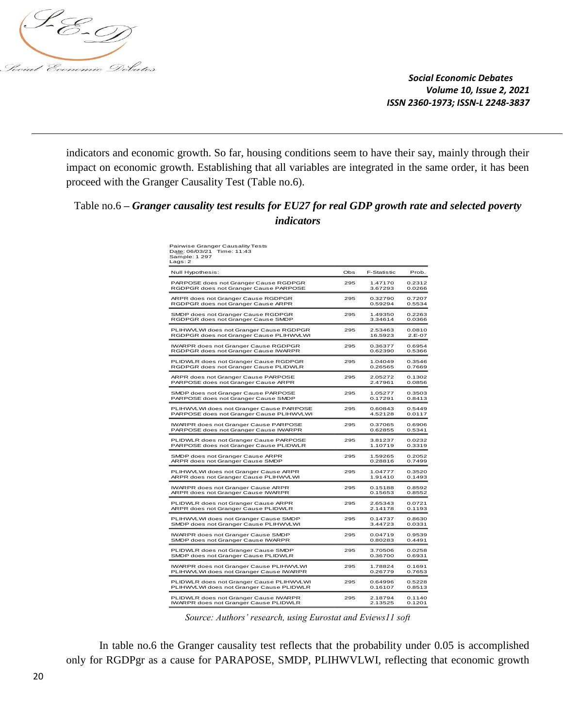indicators and economic growth. So far, housing conditions seem to have their say, mainly through their impact on economic growth. Establishing that all variables are integrated in the same order, it has been proceed with the Granger Causality Test (Table no.6).

Table no.6 – ***Granger causality test results for EU27 for real GDP growth rate and selected poverty indicators***

Pairwise Granger Causality Tests
Date: 06/03/21 Time: 11:43
Sample: 1 297
Lags: 2

| Null Hypothesis: | Obs | F-Statistic | Prob. |
|---|---|---|---|
| PARPOSE does not Granger Cause RGDPGR | 295 | 1.47170 | 0.2312 |
| RGDPGR does not Granger Cause PARPOSE | | 3.67293 | 0.0266 |
| ARPR does not Granger Cause RGDPGR | 295 | 0.32790 | 0.7207 |
| RGDPGR does not Granger Cause ARPR | | 0.59294 | 0.5534 |
| SMDP does not Granger Cause RGDPGR | 295 | 1.49350 | 0.2263 |
| RGDPGR does not Granger Cause SMDP | | 3.34614 | 0.0366 |
| PLIHWVLWI does not Granger Cause RGDPGR | 295 | 2.53463 | 0.0810 |
| RGDPGR does not Granger Cause PLIHWVLWI | | 16.5923 | 2.E-07 |
| IWARPR does not Granger Cause RGDPGR | 295 | 0.36377 | 0.6954 |
| RGDPGR does not Granger Cause IWARPR | | 0.62390 | 0.5366 |
| PLIDWLR does not Granger Cause RGDPGR | 295 | 1.04049 | 0.3546 |
| RGDPGR does not Granger Cause PLIDWLR | | 0.26565 | 0.7669 |
| ARPR does not Granger Cause PARPOSE | 295 | 2.05272 | 0.1302 |
| PARPOSE does not Granger Cause ARPR | | 2.47961 | 0.0856 |
| SMDP does not Granger Cause PARPOSE | 295 | 1.05277 | 0.3503 |
| PARPOSE does not Granger Cause SMDP | | 0.17291 | 0.8413 |
| PLIHWVLWI does not Granger Cause PARPOSE | 295 | 0.60843 | 0.5449 |
| PARPOSE does not Granger Cause PLIHWVLWI | | 4.52128 | 0.0117 |
| IWARPR does not Granger Cause PARPOSE | 295 | 0.37065 | 0.6906 |
| PARPOSE does not Granger Cause IWARPR | | 0.62855 | 0.5341 |
| PLIDWLR does not Granger Cause PARPOSE | 295 | 3.81237 | 0.0232 |
| PARPOSE does not Granger Cause PLIDWLR | | 1.10719 | 0.3319 |
| SMDP does not Granger Cause ARPR | 295 | 1.59265 | 0.2052 |
| ARPR does not Granger Cause SMDP | | 0.28816 | 0.7499 |
| PLIHWVLWI does not Granger Cause ARPR | 295 | 1.04777 | 0.3520 |
| ARPR does not Granger Cause PLIHWVLWI | | 1.91410 | 0.1493 |
| IWARPR does not Granger Cause ARPR | 295 | 0.15188 | 0.8592 |
| ARPR does not Granger Cause IWARPR | | 0.15653 | 0.8552 |
| PLIDWLR does not Granger Cause ARPR | 295 | 2.65343 | 0.0721 |
| ARPR does not Granger Cause PLIDWLR | | 2.14178 | 0.1193 |
| PLIHWVLWI does not Granger Cause SMDP | 295 | 0.14737 | 0.8630 |
| SMDP does not Granger Cause PLIHWVLWI | | 3.44723 | 0.0331 |
| IWARPR does not Granger Cause SMDP | 295 | 0.04719 | 0.9539 |
| SMDP does not Granger Cause IWARPR | | 0.80283 | 0.4491 |
| PLIDWLR does not Granger Cause SMDP | 295 | 3.70506 | 0.0258 |
| SMDP does not Granger Cause PLIDWLR | | 0.36700 | 0.6931 |
| IWARPR does not Granger Cause PLIHWVLWI | 295 | 1.78824 | 0.1691 |
| PLIHWVLWI does not Granger Cause IWARPR | | 0.26779 | 0.7653 |
| PLIDWLR does not Granger Cause PLIHWVLWI | 295 | 0.64996 | 0.5228 |
| PLIHWVLWI does not Granger Cause PLIDWLR | | 0.16107 | 0.8513 |
| PLIDWLR does not Granger Cause IWARPR | 295 | 2.18794 | 0.1140 |
| IWARPR does not Granger Cause PLIDWLR | | 2.13525 | 0.1201 |

*Source: Authors' research, using Eurostat and Eviews11 soft*

In table no.6 the Granger causality test reflects that the probability under 0.05 is accomplished only for RGDPgr as a cause for PARAPOSE, SMDP, PLIHWVLWI, reflecting that economic growth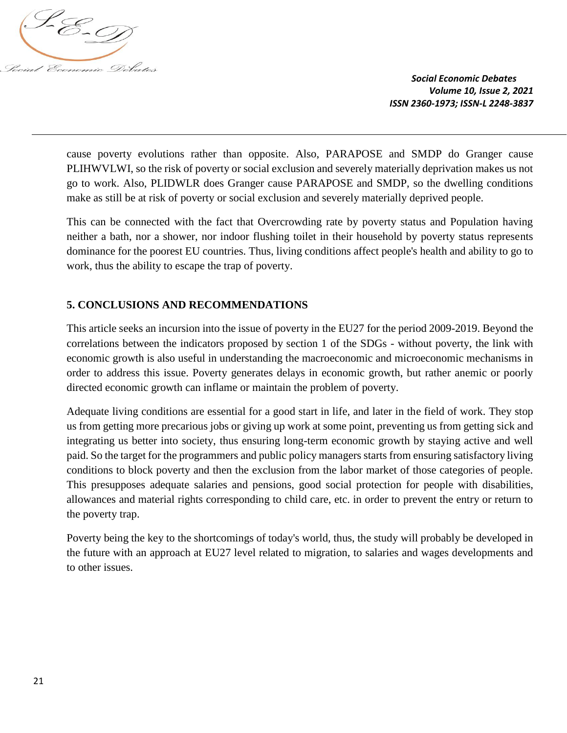cause poverty evolutions rather than opposite. Also, PARAPOSE and SMDP do Granger cause PLIHWVLWI, so the risk of poverty or social exclusion and severely materially deprivation makes us not go to work. Also, PLIDWLR does Granger cause PARAPOSE and SMDP, so the dwelling conditions make as still be at risk of poverty or social exclusion and severely materially deprived people.

This can be connected with the fact that Overcrowding rate by poverty status and Population having neither a bath, nor a shower, nor indoor flushing toilet in their household by poverty status represents dominance for the poorest EU countries. Thus, living conditions affect people's health and ability to go to work, thus the ability to escape the trap of poverty.

## 5. CONCLUSIONS AND RECOMMENDATIONS

This article seeks an incursion into the issue of poverty in the EU27 for the period 2009-2019. Beyond the correlations between the indicators proposed by section 1 of the SDGs - without poverty, the link with economic growth is also useful in understanding the macroeconomic and microeconomic mechanisms in order to address this issue. Poverty generates delays in economic growth, but rather anemic or poorly directed economic growth can inflame or maintain the problem of poverty.

Adequate living conditions are essential for a good start in life, and later in the field of work. They stop us from getting more precarious jobs or giving up work at some point, preventing us from getting sick and integrating us better into society, thus ensuring long-term economic growth by staying active and well paid. So the target for the programmers and public policy managers starts from ensuring satisfactory living conditions to block poverty and then the exclusion from the labor market of those categories of people. This presupposes adequate salaries and pensions, good social protection for people with disabilities, allowances and material rights corresponding to child care, etc. in order to prevent the entry or return to the poverty trap.

Poverty being the key to the shortcomings of today's world, thus, the study will probably be developed in the future with an approach at EU27 level related to migration, to salaries and wages developments and to other issues.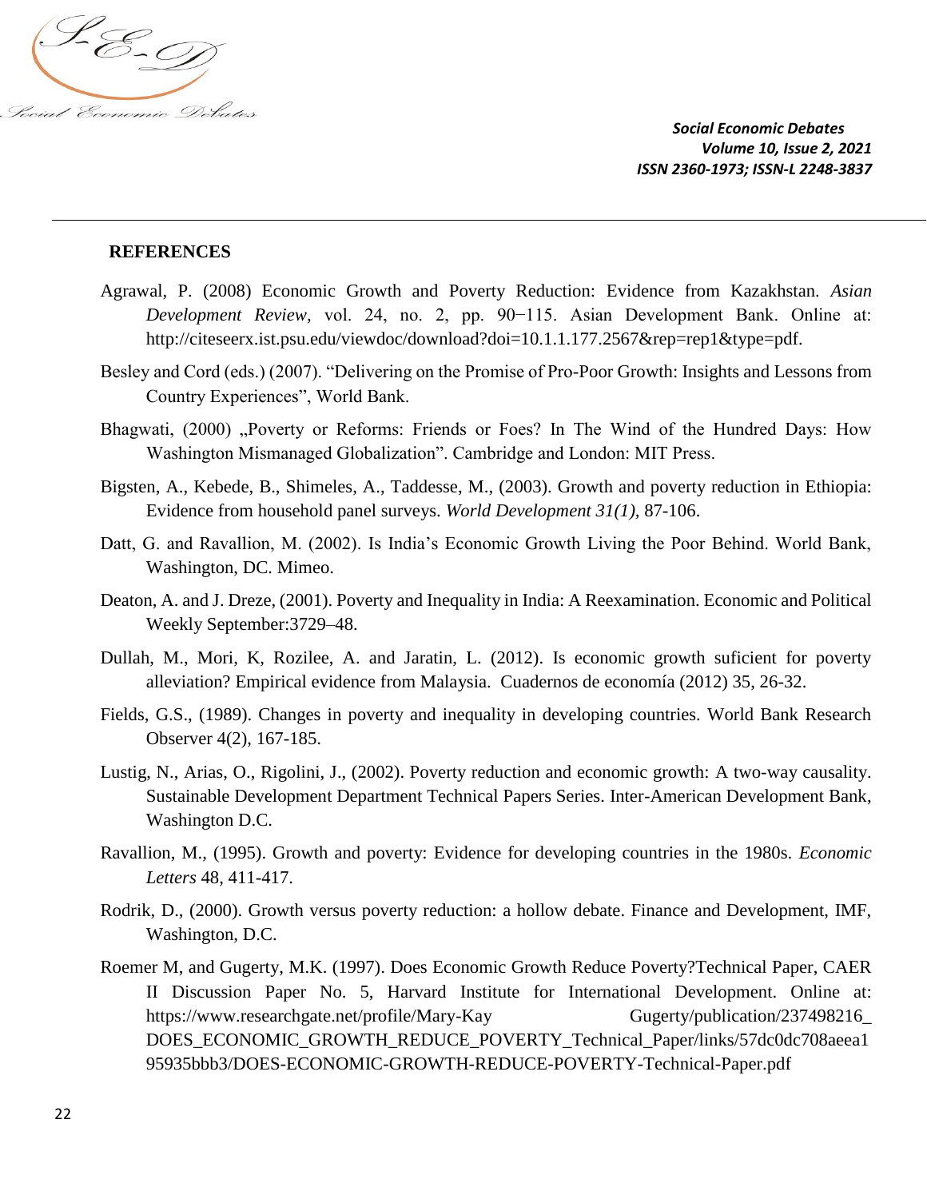## REFERENCES

Agrawal, P. (2008) Economic Growth and Poverty Reduction: Evidence from Kazakhstan. *Asian Development Review*, vol. 24, no. 2, pp. 90−115. Asian Development Bank. Online at: http://citeseerx.ist.psu.edu/viewdoc/download?doi=10.1.1.177.2567&rep=rep1&type=pdf.

Besley and Cord (eds.) (2007). "Delivering on the Promise of Pro-Poor Growth: Insights and Lessons from Country Experiences", World Bank.

Bhagwati, (2000) „Poverty or Reforms: Friends or Foes? In The Wind of the Hundred Days: How Washington Mismanaged Globalization". Cambridge and London: MIT Press.

Bigsten, A., Kebede, B., Shimeles, A., Taddesse, M., (2003). Growth and poverty reduction in Ethiopia: Evidence from household panel surveys. *World Development 31(1)*, 87-106.

Datt, G. and Ravallion, M. (2002). Is India's Economic Growth Living the Poor Behind. World Bank, Washington, DC. Mimeo.

Deaton, A. and J. Dreze, (2001). Poverty and Inequality in India: A Reexamination. Economic and Political Weekly September:3729–48.

Dullah, M., Mori, K, Rozilee, A. and Jaratin, L. (2012). Is economic growth suficient for poverty alleviation? Empirical evidence from Malaysia. Cuadernos de economía (2012) 35, 26-32.

Fields, G.S., (1989). Changes in poverty and inequality in developing countries. World Bank Research Observer 4(2), 167-185.

Lustig, N., Arias, O., Rigolini, J., (2002). Poverty reduction and economic growth: A two-way causality. Sustainable Development Department Technical Papers Series. Inter-American Development Bank, Washington D.C.

Ravallion, M., (1995). Growth and poverty: Evidence for developing countries in the 1980s. *Economic Letters* 48, 411-417.

Rodrik, D., (2000). Growth versus poverty reduction: a hollow debate. Finance and Development, IMF, Washington, D.C.

Roemer M, and Gugerty, M.K. (1997). Does Economic Growth Reduce Poverty?Technical Paper, CAER II Discussion Paper No. 5, Harvard Institute for International Development. Online at: https://www.researchgate.net/profile/Mary-Kay Gugerty/publication/237498216_DOES_ECONOMIC_GROWTH_REDUCE_POVERTY_Technical_Paper/links/57dc0dc708aeea195935bbb3/DOES-ECONOMIC-GROWTH-REDUCE-POVERTY-Technical-Paper.pdf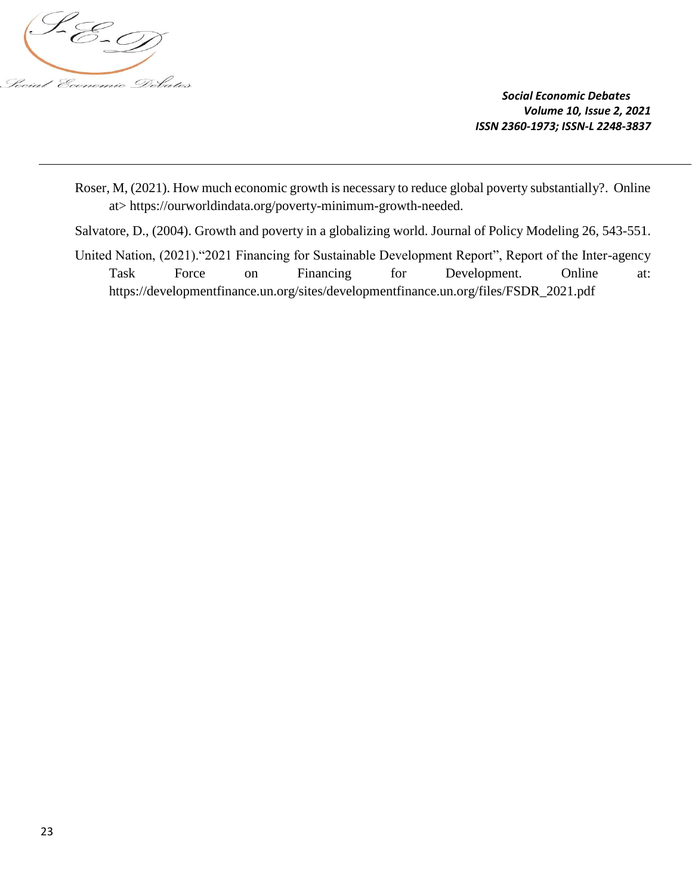Roser, M, (2021). How much economic growth is necessary to reduce global poverty substantially?. Online at> https://ourworldindata.org/poverty-minimum-growth-needed.

Salvatore, D., (2004). Growth and poverty in a globalizing world. Journal of Policy Modeling 26, 543-551.

United Nation, (2021).“2021 Financing for Sustainable Development Report”, Report of the Inter-agency Task Force on Financing for Development. Online at: https://developmentfinance.un.org/sites/developmentfinance.un.org/files/FSDR_2021.pdf